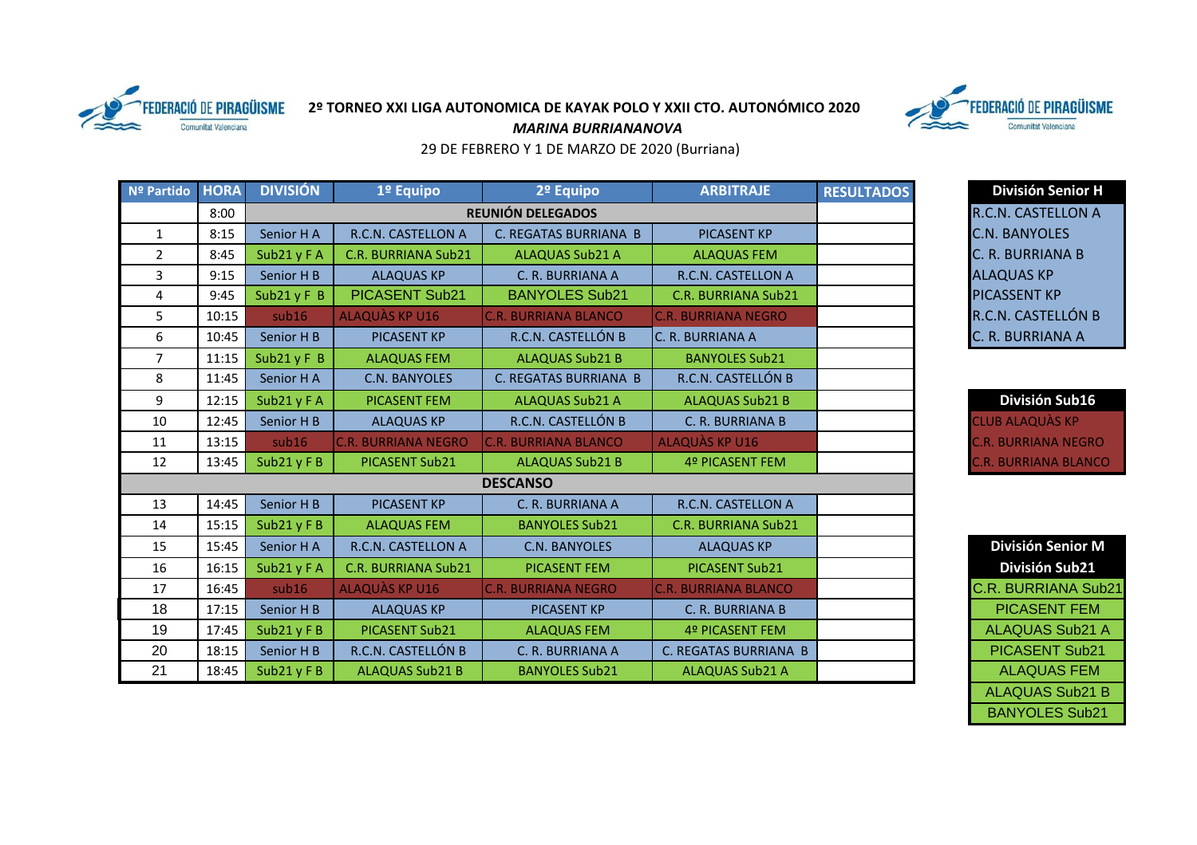FEDERACIÓ DE PIRAGÜISME Comunitat Valenciana

# 2º TORNEO XXI LIGA AUTONOMICA DE KAYAK POLO Y XXII CTO. AUTONÓMICO 2020

*MARINA BURRIANANOVA*

29 DE FEBRERO Y 1 DE MARZO DE 2020 (Burriana)

| Nº Partido | HORA | DIVISIÓN | 1º Equipo | 2º Equipo | ARBITRAJE | RESULTADOS |
|---|---|---|---|---|---|---|
| | 8:00 | REUNIÓN DELEGADOS | | | | |
| 1 | 8:15 | Senior H A | R.C.N. CASTELLON A | C. REGATAS BURRIANA B | PICASENT KP | |
| 2 | 8:45 | Sub21 y F A | C.R. BURRIANA Sub21 | ALAQUAS Sub21 A | ALAQUAS FEM | |
| 3 | 9:15 | Senior H B | ALAQUAS KP | C. R. BURRIANA A | R.C.N. CASTELLON A | |
| 4 | 9:45 | Sub21 y F B | PICASENT Sub21 | BANYOLES Sub21 | C.R. BURRIANA Sub21 | |
| 5 | 10:15 | sub16 | ALAQUÀS KP U16 | C.R. BURRIANA BLANCO | C.R. BURRIANA NEGRO | |
| 6 | 10:45 | Senior H B | PICASENT KP | R.C.N. CASTELLÓN B | C. R. BURRIANA A | |
| 7 | 11:15 | Sub21 y F B | ALAQUAS FEM | ALAQUAS Sub21 B | BANYOLES Sub21 | |
| 8 | 11:45 | Senior H A | C.N. BANYOLES | C. REGATAS BURRIANA B | R.C.N. CASTELLÓN B | |
| 9 | 12:15 | Sub21 y F A | PICASENT FEM | ALAQUAS Sub21 A | ALAQUAS Sub21 B | |
| 10 | 12:45 | Senior H B | ALAQUAS KP | R.C.N. CASTELLÓN B | C. R. BURRIANA B | |
| 11 | 13:15 | sub16 | C.R. BURRIANA NEGRO | C.R. BURRIANA BLANCO | ALAQUÀS KP U16 | |
| 12 | 13:45 | Sub21 y F B | PICASENT Sub21 | ALAQUAS Sub21 B | 4º PICASENT FEM | |
| DESCANSO | | | | | | |
| 13 | 14:45 | Senior H B | PICASENT KP | C. R. BURRIANA A | R.C.N. CASTELLON A | |
| 14 | 15:15 | Sub21 y F B | ALAQUAS FEM | BANYOLES Sub21 | C.R. BURRIANA Sub21 | |
| 15 | 15:45 | Senior H A | R.C.N. CASTELLON A | C.N. BANYOLES | ALAQUAS KP | |
| 16 | 16:15 | Sub21 y F A | C.R. BURRIANA Sub21 | PICASENT FEM | PICASENT Sub21 | |
| 17 | 16:45 | sub16 | ALAQUÀS KP U16 | C.R. BURRIANA NEGRO | C.R. BURRIANA BLANCO | |
| 18 | 17:15 | Senior H B | ALAQUAS KP | PICASENT KP | C. R. BURRIANA B | |
| 19 | 17:45 | Sub21 y F B | PICASENT Sub21 | ALAQUAS FEM | 4º PICASENT FEM | |
| 20 | 18:15 | Senior H B | R.C.N. CASTELLÓN B | C. R. BURRIANA A | C. REGATAS BURRIANA B | |
| 21 | 18:45 | Sub21 y F B | ALAQUAS Sub21 B | BANYOLES Sub21 | ALAQUAS Sub21 A | |

| División Senior H |
|---|
| R.C.N. CASTELLON A |
| C.N. BANYOLES |
| C. R. BURRIANA B |
| ALAQUAS KP |
| PICASSENT KP |
| R.C.N. CASTELLÓN B |
| C. R. BURRIANA A |

| División Sub16 |
|---|
| CLUB ALAQUÀS KP |
| C.R. BURRIANA NEGRO |
| C.R. BURRIANA BLANCO |

| División Senior M División Sub21 |
|---|
| C.R. BURRIANA Sub21 |
| PICASENT FEM |
| ALAQUAS Sub21 A |
| PICASENT Sub21 |
| ALAQUAS FEM |
| ALAQUAS Sub21 B |
| BANYOLES Sub21 |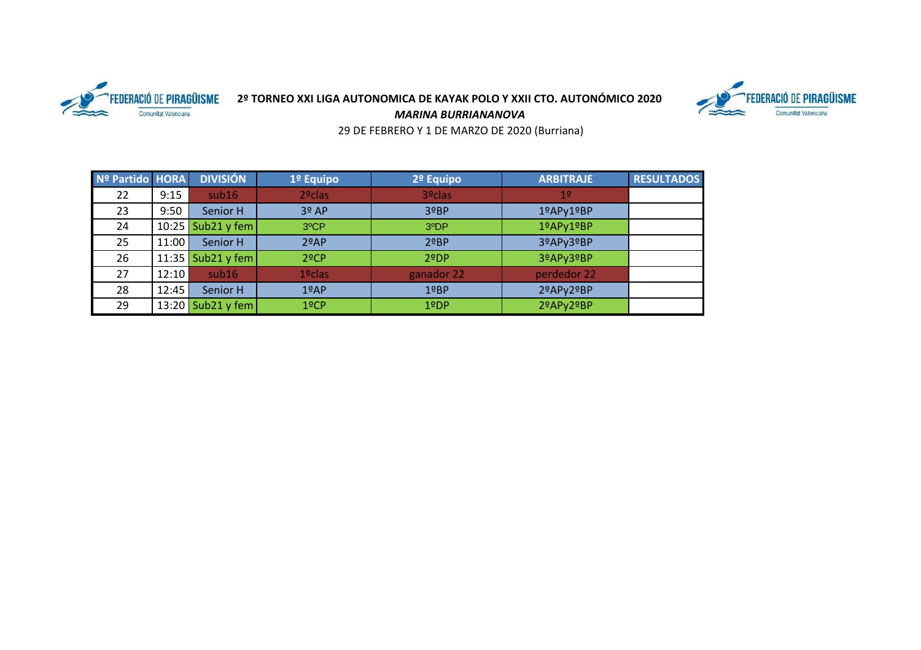**2º TORNEO XXI LIGA AUTONOMICA DE KAYAK POLO Y XXII CTO. AUTONÓMICO 2020**

***MARINA BURRIANANOVA***

29 DE FEBRERO Y 1 DE MARZO DE 2020 (Burriana)

| Nº Partido | HORA | DIVISIÓN | 1º Equipo | 2º Equipo | ARBITRAJE | RESULTADOS |
|---|---|---|---|---|---|---|
| 22 | 9:15 | sub16 | 2ºclas | 3ºclas | 1º | |
| 23 | 9:50 | Senior H | 3º AP | 3ºBP | 1ºAPy1ºBP | |
| 24 | 10:25 | Sub21 y fem | 3ºCP | 3ºDP | 1ºAPy1ºBP | |
| 25 | 11:00 | Senior H | 2ºAP | 2ºBP | 3ºAPy3ºBP | |
| 26 | 11:35 | Sub21 y fem | 2ºCP | 2ºDP | 3ºAPy3ºBP | |
| 27 | 12:10 | sub16 | 1ºclas | ganador 22 | perdedor 22 | |
| 28 | 12:45 | Senior H | 1ºAP | 1ºBP | 2ºAPy2ºBP | |
| 29 | 13:20 | Sub21 y fem | 1ºCP | 1ºDP | 2ºAPy2ºBP | |